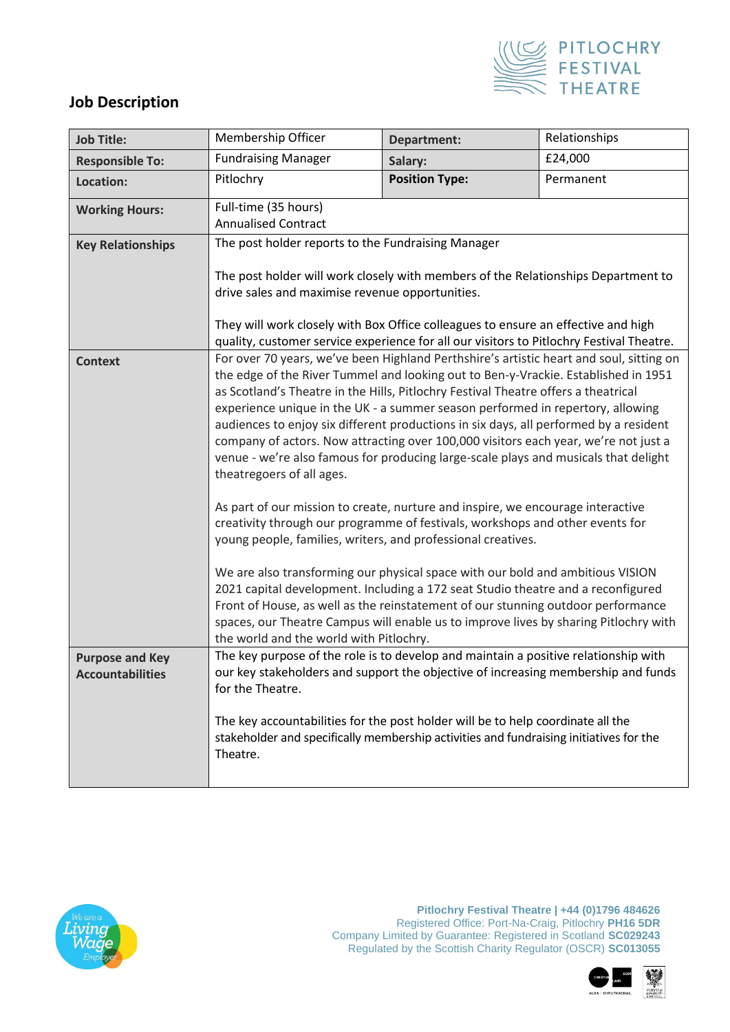## Job Description

| | | | |
|---|---|---|---|
| **Job Title:** | Membership Officer | **Department:** | Relationships |
| **Responsible To:** | Fundraising Manager | **Salary:** | £24,000 |
| **Location:** | Pitlochry | **Position Type:** | Permanent |
| **Working Hours:** | Full-time (35 hours)<br>Annualised Contract | | |
| **Key Relationships** | The post holder reports to the Fundraising Manager<br><br>The post holder will work closely with members of the Relationships Department to drive sales and maximise revenue opportunities.<br><br>They will work closely with Box Office colleagues to ensure an effective and high quality, customer service experience for all our visitors to Pitlochry Festival Theatre. | | |
| **Context** | For over 70 years, we've been Highland Perthshire's artistic heart and soul, sitting on the edge of the River Tummel and looking out to Ben-y-Vrackie. Established in 1951 as Scotland's Theatre in the Hills, Pitlochry Festival Theatre offers a theatrical experience unique in the UK - a summer season performed in repertory, allowing audiences to enjoy six different productions in six days, all performed by a resident company of actors. Now attracting over 100,000 visitors each year, we're not just a venue - we're also famous for producing large-scale plays and musicals that delight theatregoers of all ages.<br><br>As part of our mission to create, nurture and inspire, we encourage interactive creativity through our programme of festivals, workshops and other events for young people, families, writers, and professional creatives.<br><br>We are also transforming our physical space with our bold and ambitious VISION 2021 capital development. Including a 172 seat Studio theatre and a reconfigured Front of House, as well as the reinstatement of our stunning outdoor performance spaces, our Theatre Campus will enable us to improve lives by sharing Pitlochry with the world and the world with Pitlochry. | | |
| **Purpose and Key Accountabilities** | The key purpose of the role is to develop and maintain a positive relationship with our key stakeholders and support the objective of increasing membership and funds for the Theatre.<br><br>The key accountabilities for the post holder will be to help coordinate all the stakeholder and specifically membership activities and fundraising initiatives for the Theatre. | | |

**Pitlochry Festival Theatre | +44 (0)1796 484626**
Registered Office: Port-Na-Craig, Pitlochry **PH16 5DR**
Company Limited by Guarantee: Registered in Scotland **SC029243**
Regulated by the Scottish Charity Regulator (OSCR) **SC013055**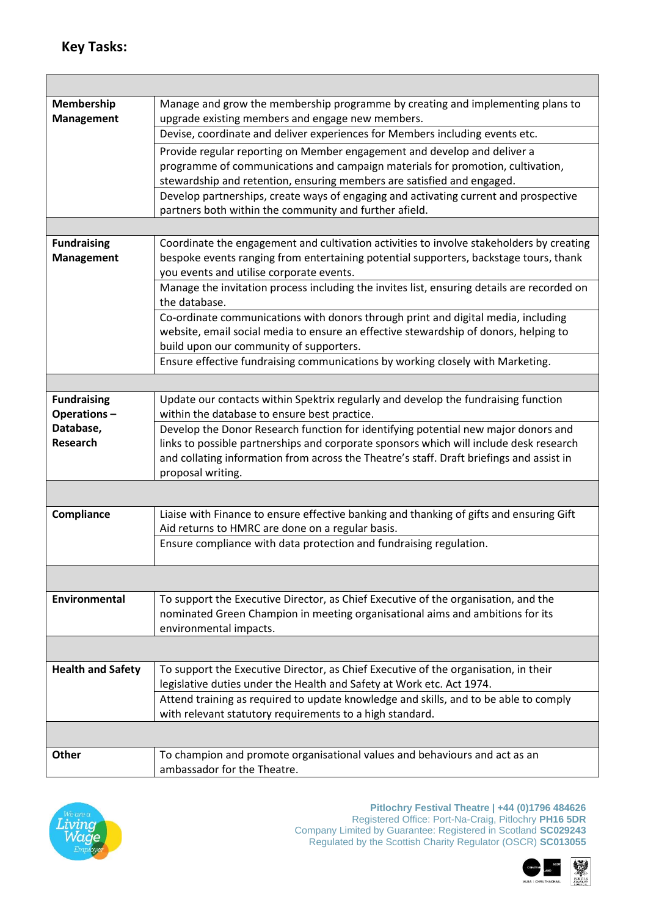## Key Tasks:

| | |
|---|---|
| **Membership Management** | Manage and grow the membership programme by creating and implementing plans to upgrade existing members and engage new members. |
| | Devise, coordinate and deliver experiences for Members including events etc. |
| | Provide regular reporting on Member engagement and develop and deliver a programme of communications and campaign materials for promotion, cultivation, stewardship and retention, ensuring members are satisfied and engaged. |
| | Develop partnerships, create ways of engaging and activating current and prospective partners both within the community and further afield. |
| | |
| **Fundraising Management** | Coordinate the engagement and cultivation activities to involve stakeholders by creating bespoke events ranging from entertaining potential supporters, backstage tours, thank you events and utilise corporate events. |
| | Manage the invitation process including the invites list, ensuring details are recorded on the database. |
| | Co-ordinate communications with donors through print and digital media, including website, email social media to ensure an effective stewardship of donors, helping to build upon our community of supporters. |
| | Ensure effective fundraising communications by working closely with Marketing. |
| | |
| **Fundraising Operations – Database, Research** | Update our contacts within Spektrix regularly and develop the fundraising function within the database to ensure best practice. |
| | Develop the Donor Research function for identifying potential new major donors and links to possible partnerships and corporate sponsors which will include desk research and collating information from across the Theatre's staff. Draft briefings and assist in proposal writing. |
| | |
| **Compliance** | Liaise with Finance to ensure effective banking and thanking of gifts and ensuring Gift Aid returns to HMRC are done on a regular basis. |
| | Ensure compliance with data protection and fundraising regulation. |
| | |
| **Environmental** | To support the Executive Director, as Chief Executive of the organisation, and the nominated Green Champion in meeting organisational aims and ambitions for its environmental impacts. |
| | |
| **Health and Safety** | To support the Executive Director, as Chief Executive of the organisation, in their legislative duties under the Health and Safety at Work etc. Act 1974. |
| | Attend training as required to update knowledge and skills, and to be able to comply with relevant statutory requirements to a high standard. |
| | |
| **Other** | To champion and promote organisational values and behaviours and act as an ambassador for the Theatre. |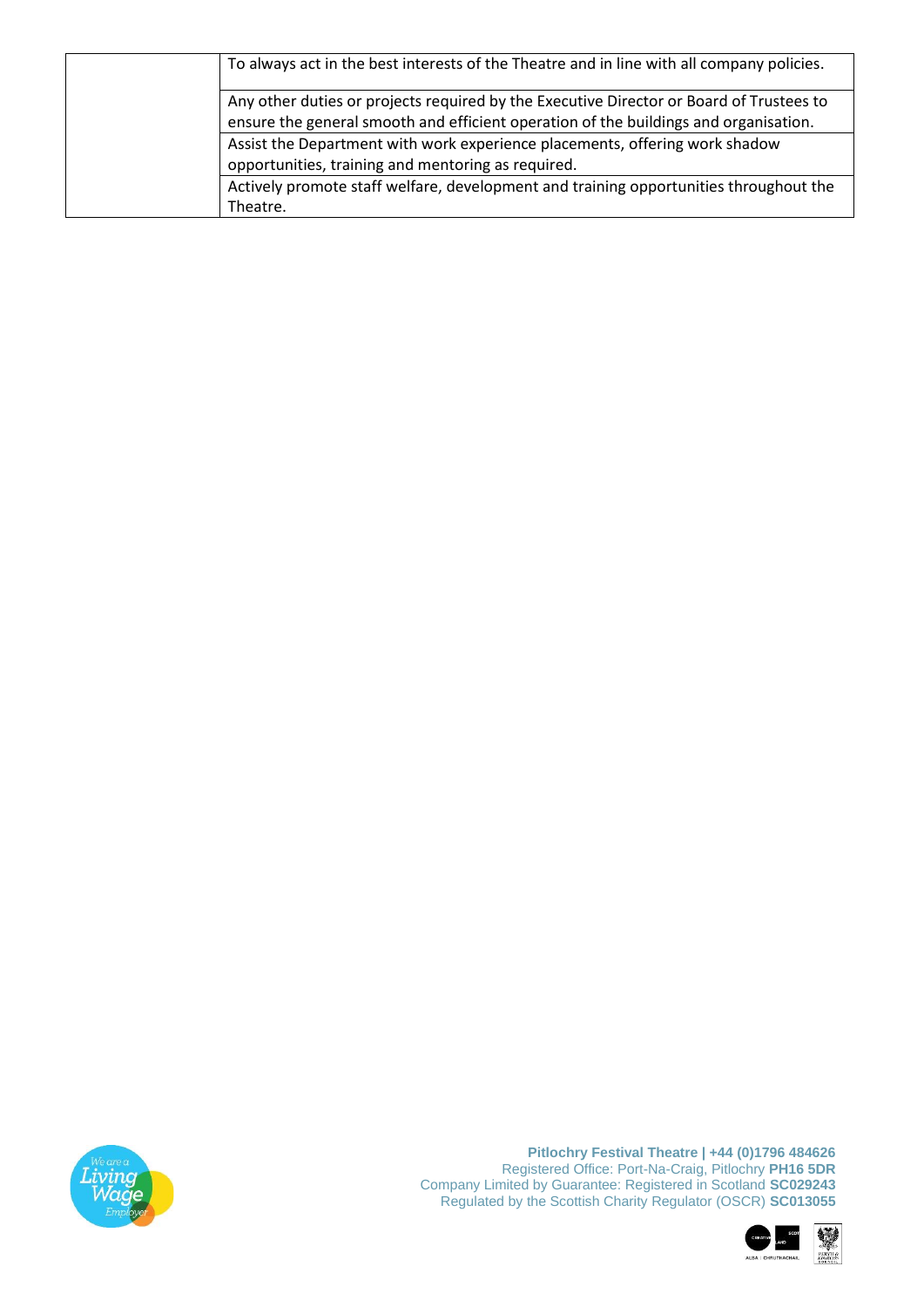|  |  |
|---|---|
|  | To always act in the best interests of the Theatre and in line with all company policies. |
|  | Any other duties or projects required by the Executive Director or Board of Trustees to ensure the general smooth and efficient operation of the buildings and organisation. |
|  | Assist the Department with work experience placements, offering work shadow opportunities, training and mentoring as required. |
|  | Actively promote staff welfare, development and training opportunities throughout the Theatre. |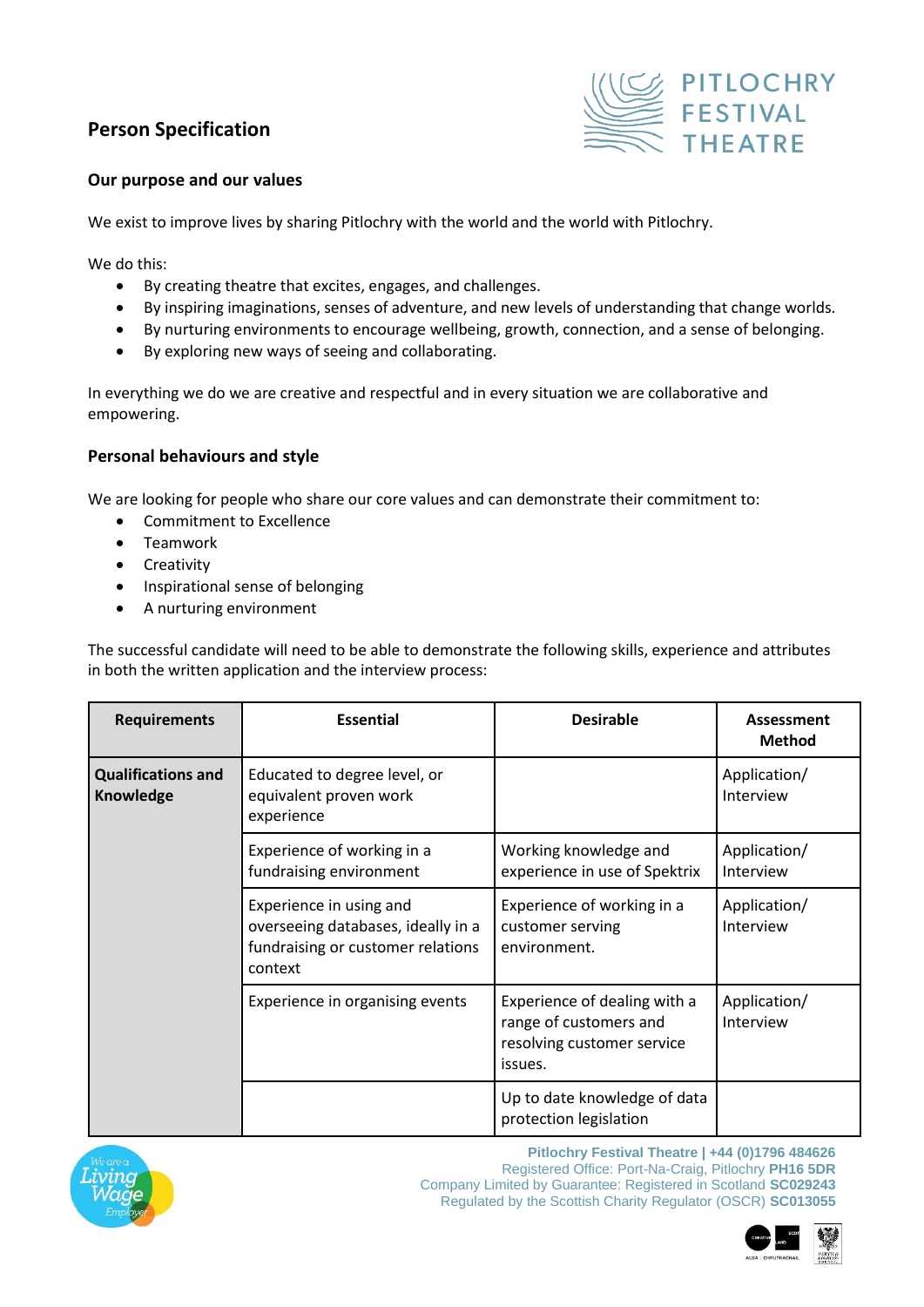## Person Specification

### Our purpose and our values

We exist to improve lives by sharing Pitlochry with the world and the world with Pitlochry.

We do this:

- By creating theatre that excites, engages, and challenges.
- By inspiring imaginations, senses of adventure, and new levels of understanding that change worlds.
- By nurturing environments to encourage wellbeing, growth, connection, and a sense of belonging.
- By exploring new ways of seeing and collaborating.

In everything we do we are creative and respectful and in every situation we are collaborative and empowering.

### Personal behaviours and style

We are looking for people who share our core values and can demonstrate their commitment to:

- Commitment to Excellence
- Teamwork
- Creativity
- Inspirational sense of belonging
- A nurturing environment

The successful candidate will need to be able to demonstrate the following skills, experience and attributes in both the written application and the interview process:

| Requirements | Essential | Desirable | Assessment Method |
|---|---|---|---|
| **Qualifications and Knowledge** | Educated to degree level, or equivalent proven work experience | | Application/ Interview |
| | Experience of working in a fundraising environment | Working knowledge and experience in use of Spektrix | Application/ Interview |
| | Experience in using and overseeing databases, ideally in a fundraising or customer relations context | Experience of working in a customer serving environment. | Application/ Interview |
| | Experience in organising events | Experience of dealing with a range of customers and resolving customer service issues. | Application/ Interview |
| | | Up to date knowledge of data protection legislation | |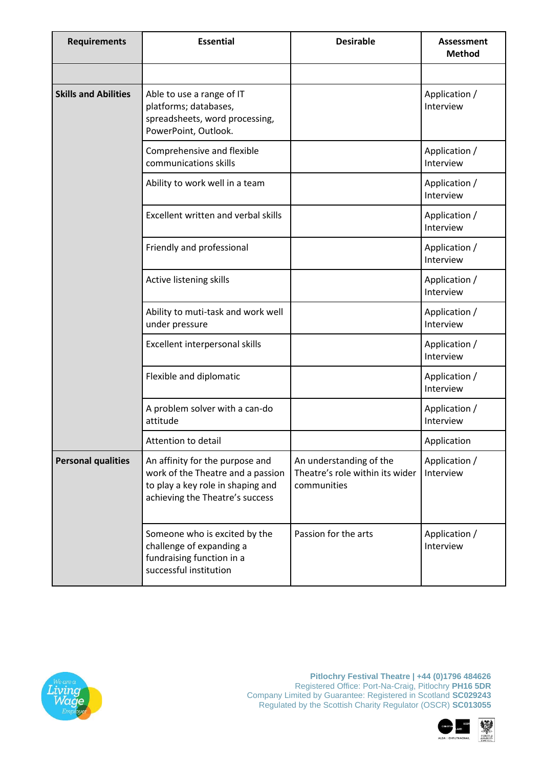| Requirements | Essential | Desirable | Assessment Method |
|---|---|---|---|
| | | | |
| **Skills and Abilities** | Able to use a range of IT platforms; databases, spreadsheets, word processing, PowerPoint, Outlook. | | Application / Interview |
| | Comprehensive and flexible communications skills | | Application / Interview |
| | Ability to work well in a team | | Application / Interview |
| | Excellent written and verbal skills | | Application / Interview |
| | Friendly and professional | | Application / Interview |
| | Active listening skills | | Application / Interview |
| | Ability to muti-task and work well under pressure | | Application / Interview |
| | Excellent interpersonal skills | | Application / Interview |
| | Flexible and diplomatic | | Application / Interview |
| | A problem solver with a can-do attitude | | Application / Interview |
| | Attention to detail | | Application |
| **Personal qualities** | An affinity for the purpose and work of the Theatre and a passion to play a key role in shaping and achieving the Theatre's success | An understanding of the Theatre's role within its wider communities | Application / Interview |
| | Someone who is excited by the challenge of expanding a fundraising function in a successful institution | Passion for the arts | Application / Interview |

**Pitlochry Festival Theatre | +44 (0)1796 484626**
Registered Office: Port-Na-Craig, Pitlochry **PH16 5DR**
Company Limited by Guarantee: Registered in Scotland **SC029243**
Regulated by the Scottish Charity Regulator (OSCR) **SC013055**